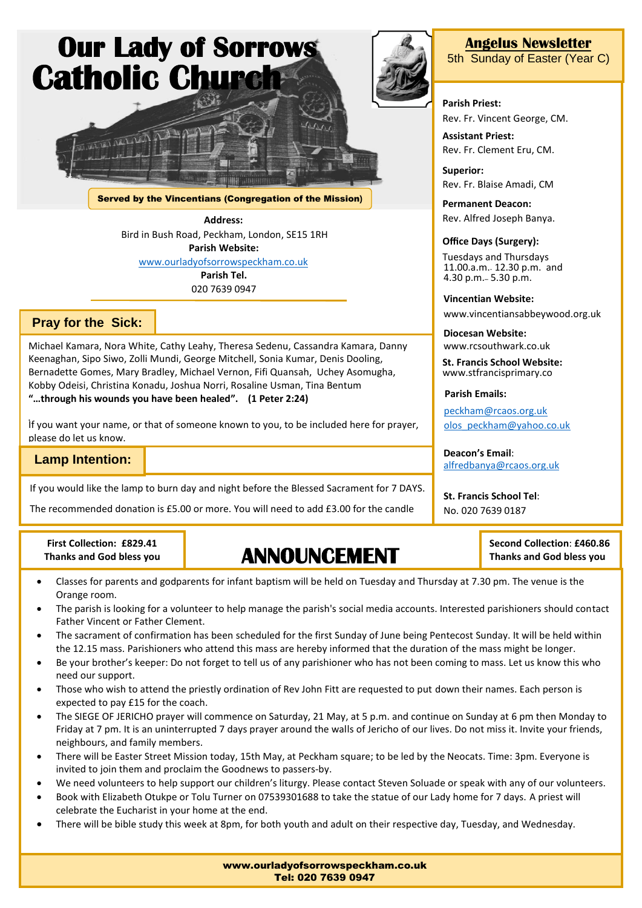# Our Lady of Sorrows Catholic Church

**Served by the Vincentians (Congregation of the Mission)**

**Address:**
Bird in Bush Road, Peckham, London, SE15 1RH
**Parish Website:**
www.ourladyofsorrowspeckham.co.uk
**Parish Tel.**
020 7639 0947

## Angelus Newsletter

5th Sunday of Easter (Year C)

**Parish Priest:**
Rev. Fr. Vincent George, CM.

**Assistant Priest:**
Rev. Fr. Clement Eru, CM.

**Superior:**
Rev. Fr. Blaise Amadi, CM

**Permanent Deacon:**
Rev. Alfred Joseph Banya.

**Office Days (Surgery):**
Tuesdays and Thursdays
11.00.a.m.- 12.30 p.m. and
4.30 p.m.– 5.30 p.m.

**Vincentian Website:**
www.vincentiansabbeywood.org.uk

**Diocesan Website:**
www.rcsouthwark.co.uk

**St. Francis School Website:**
www.stfrancisprimary.co

**Parish Emails:**
peckham@rcaos.org.uk
olos_peckham@yahoo.co.uk

**Deacon's Email**:
alfredbanya@rcaos.org.uk

**St. Francis School Tel**:
No. 020 7639 0187

## Pray for the Sick:

Michael Kamara, Nora White, Cathy Leahy, Theresa Sedenu, Cassandra Kamara, Danny Keenaghan, Sipo Siwo, Zolli Mundi, George Mitchell, Sonia Kumar, Denis Dooling, Bernadette Gomes, Mary Bradley, Michael Vernon, Fifi Quansah, Uchey Asomugha, Kobby Odeisi, Christina Konadu, Joshua Norri, Rosaline Usman, Tina Bentum
**"…through his wounds you have been healed". (1 Peter 2:24)**

If you want your name, or that of someone known to you, to be included here for prayer, please do let us know.

## Lamp Intention:

If you would like the lamp to burn day and night before the Blessed Sacrament for 7 DAYS.

The recommended donation is £5.00 or more. You will need to add £3.00 for the candle

**First Collection: £829.41**
**Thanks and God bless you**

**Second Collection: £460.86**
**Thanks and God bless you**

# ANNOUNCEMENT

- Classes for parents and godparents for infant baptism will be held on Tuesday and Thursday at 7.30 pm. The venue is the Orange room.
- The parish is looking for a volunteer to help manage the parish's social media accounts. Interested parishioners should contact Father Vincent or Father Clement.
- The sacrament of confirmation has been scheduled for the first Sunday of June being Pentecost Sunday. It will be held within the 12.15 mass. Parishioners who attend this mass are hereby informed that the duration of the mass might be longer.
- Be your brother's keeper: Do not forget to tell us of any parishioner who has not been coming to mass. Let us know this who need our support.
- Those who wish to attend the priestly ordination of Rev John Fitt are requested to put down their names. Each person is expected to pay £15 for the coach.
- The SIEGE OF JERICHO prayer will commence on Saturday, 21 May, at 5 p.m. and continue on Sunday at 6 pm then Monday to Friday at 7 pm. It is an uninterrupted 7 days prayer around the walls of Jericho of our lives. Do not miss it. Invite your friends, neighbours, and family members.
- There will be Easter Street Mission today, 15th May, at Peckham square; to be led by the Neocats. Time: 3pm. Everyone is invited to join them and proclaim the Goodnews to passers-by.
- We need volunteers to help support our children's liturgy. Please contact Steven Soluade or speak with any of our volunteers.
- Book with Elizabeth Otukpe or Tolu Turner on 07539301688 to take the statue of our Lady home for 7 days. A priest will celebrate the Eucharist in your home at the end.
- There will be bible study this week at 8pm, for both youth and adult on their respective day, Tuesday, and Wednesday.

**www.ourladyofsorrowspeckham.co.uk**
**Tel: 020 7639 0947**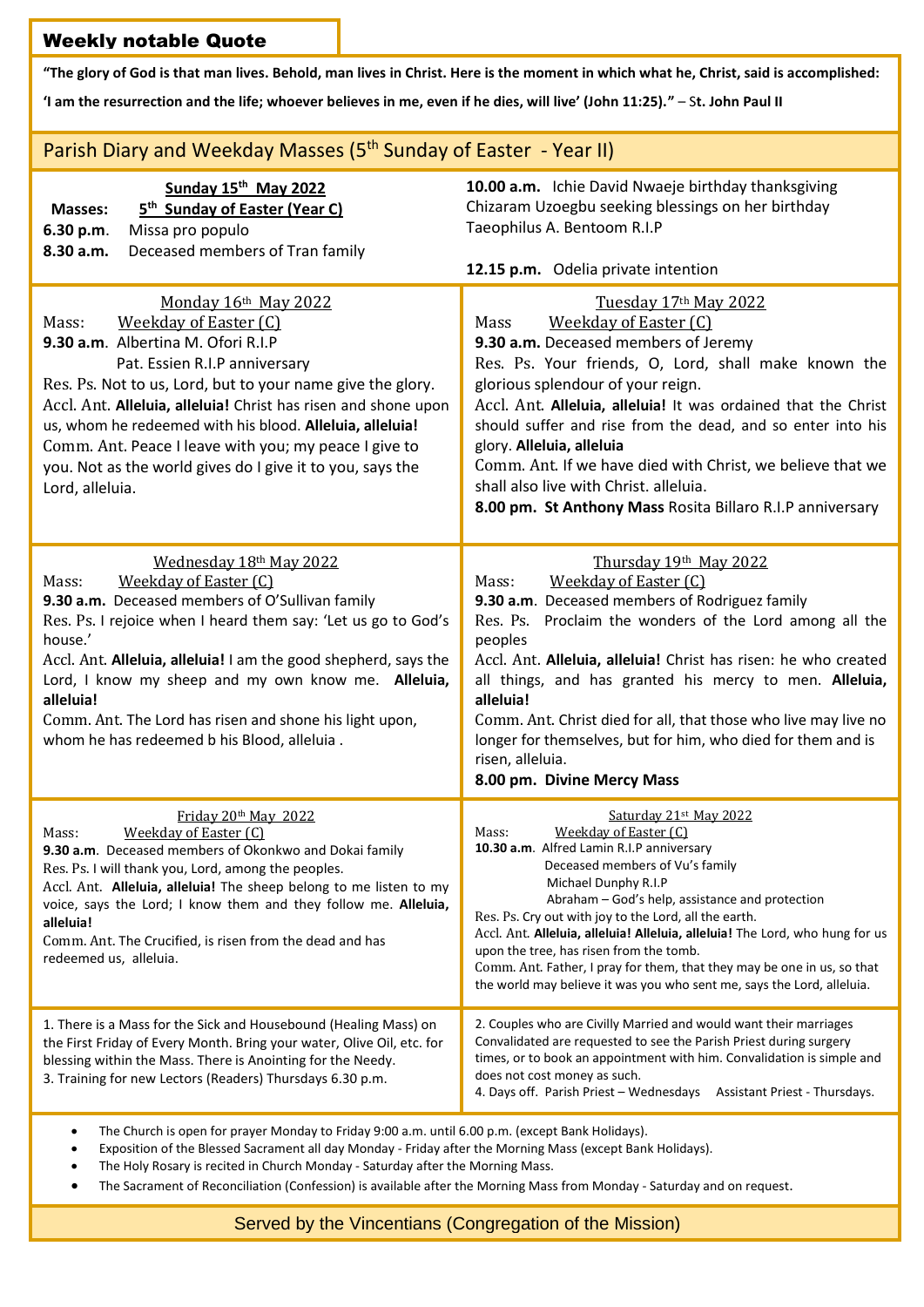## Weekly notable Quote

**"The glory of God is that man lives. Behold, man lives in Christ. Here is the moment in which what he, Christ, said is accomplished:**

**'I am the resurrection and the life; whoever believes in me, even if he dies, will live' (John 11:25)."** – S**t. John Paul II**

## Parish Diary and Weekday Masses (5th Sunday of Easter - Year II)

**Sunday 15th May 2022**

**Masses:** **5th Sunday of Easter (Year C)**

**6.30 p.m**. Missa pro populo

**8.30 a.m.** Deceased members of Tran family

**10.00 a.m.** Ichie David Nwaeje birthday thanksgiving
Chizaram Uzoegbu seeking blessings on her birthday
Taeophilus A. Bentoom R.I.P

**12.15 p.m.** Odelia private intention

**Monday 16th May 2022**

Mass: Weekday of Easter (C)

**9.30 a.m**. Albertina M. Ofori R.I.P
Pat. Essien R.I.P anniversary

Res. Ps. Not to us, Lord, but to your name give the glory.

Accl. Ant. **Alleluia, alleluia!** Christ has risen and shone upon us, whom he redeemed with his blood. **Alleluia, alleluia!**

Comm. Ant. Peace I leave with you; my peace I give to you. Not as the world gives do I give it to you, says the Lord, alleluia.

**Tuesday 17th May 2022**

Mass Weekday of Easter (C)

**9.30 a.m.** Deceased members of Jeremy

Res. Ps. Your friends, O, Lord, shall make known the glorious splendour of your reign.

Accl. Ant. **Alleluia, alleluia!** It was ordained that the Christ should suffer and rise from the dead, and so enter into his glory. **Alleluia, alleluia**

Comm. Ant. If we have died with Christ, we believe that we shall also live with Christ. alleluia.

**8.00 pm. St Anthony Mass** Rosita Billaro R.I.P anniversary

**Wednesday 18th May 2022**

Mass: Weekday of Easter (C)

**9.30 a.m.** Deceased members of O'Sullivan family

Res. Ps. I rejoice when I heard them say: 'Let us go to God's house.'

Accl. Ant. **Alleluia, alleluia!** I am the good shepherd, says the Lord, I know my sheep and my own know me. **Alleluia, alleluia!**

Comm. Ant. The Lord has risen and shone his light upon, whom he has redeemed b his Blood, alleluia .

**Thursday 19th May 2022**

Mass: Weekday of Easter (C)

**9.30 a.m**. Deceased members of Rodriguez family

Res. Ps. Proclaim the wonders of the Lord among all the peoples

Accl. Ant. **Alleluia, alleluia!** Christ has risen: he who created all things, and has granted his mercy to men. **Alleluia, alleluia!**

Comm. Ant. Christ died for all, that those who live may live no longer for themselves, but for him, who died for them and is risen, alleluia.

**8.00 pm. Divine Mercy Mass**

**Friday 20th May 2022**

Mass: Weekday of Easter (C)

**9.30 a.m**. Deceased members of Okonkwo and Dokai family

Res. Ps. I will thank you, Lord, among the peoples.

Accl. Ant. **Alleluia, alleluia!** The sheep belong to me listen to my voice, says the Lord; I know them and they follow me. **Alleluia, alleluia!**

Comm. Ant. The Crucified, is risen from the dead and has redeemed us, alleluia.

**Saturday 21st May 2022**

Mass: Weekday of Easter (C)

**10.30 a.m**. Alfred Lamin R.I.P anniversary
Deceased members of Vu's family
Michael Dunphy R.I.P
Abraham – God's help, assistance and protection

Res. Ps. Cry out with joy to the Lord, all the earth.

Accl. Ant. **Alleluia, alleluia! Alleluia, alleluia!** The Lord, who hung for us upon the tree, has risen from the tomb.

Comm. Ant. Father, I pray for them, that they may be one in us, so that the world may believe it was you who sent me, says the Lord, alleluia.

1. There is a Mass for the Sick and Housebound (Healing Mass) on the First Friday of Every Month. Bring your water, Olive Oil, etc. for blessing within the Mass. There is Anointing for the Needy.
3. Training for new Lectors (Readers) Thursdays 6.30 p.m.

2. Couples who are Civilly Married and would want their marriages Convalidated are requested to see the Parish Priest during surgery times, or to book an appointment with him. Convalidation is simple and does not cost money as such.
4. Days off. Parish Priest – Wednesdays Assistant Priest - Thursdays.

- The Church is open for prayer Monday to Friday 9:00 a.m. until 6.00 p.m. (except Bank Holidays).
- Exposition of the Blessed Sacrament all day Monday - Friday after the Morning Mass (except Bank Holidays).
- The Holy Rosary is recited in Church Monday - Saturday after the Morning Mass.
- The Sacrament of Reconciliation (Confession) is available after the Morning Mass from Monday - Saturday and on request.

Served by the Vincentians (Congregation of the Mission)